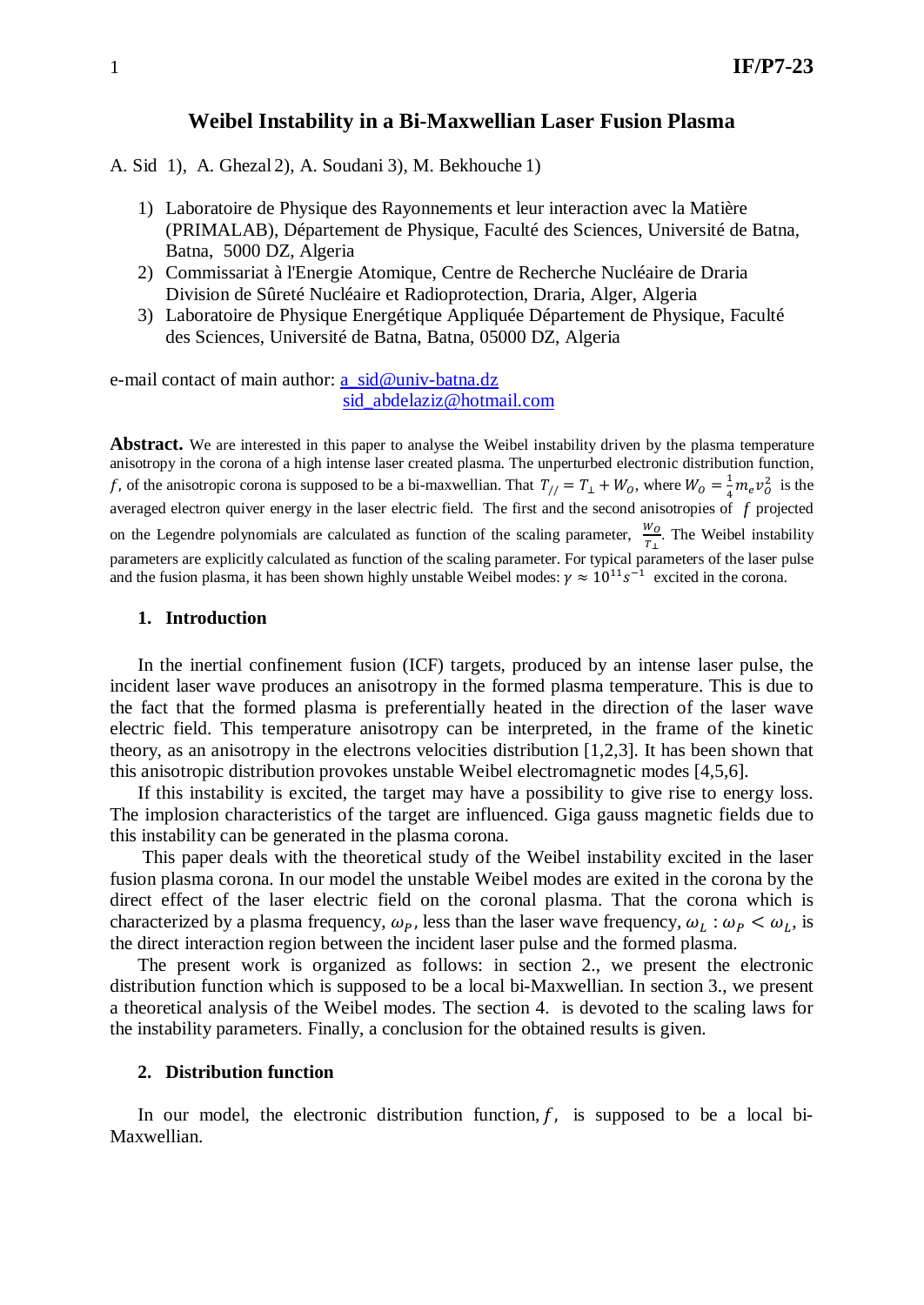# Weibel Instability in a Bi-Maxwellian Laser Fusion Plasma

A. Sid 1), A. Ghezal 2), A. Soudani 3), M. Bekhouche 1)

1) Laboratoire de Physique des Rayonnements et leur interaction avec la Matière (PRIMALAB), Département de Physique, Faculté des Sciences, Université de Batna, Batna, 5000 DZ, Algeria
2) Commissariat à l'Energie Atomique, Centre de Recherche Nucléaire de Draria Division de Sûreté Nucléaire et Radioprotection, Draria, Alger, Algeria
3) Laboratoire de Physique Energétique Appliquée Département de Physique, Faculté des Sciences, Université de Batna, Batna, 05000 DZ, Algeria

e-mail contact of main author: a_sid@univ-batna.dz
sid_abdelaziz@hotmail.com

**Abstract.** We are interested in this paper to analyse the Weibel instability driven by the plasma temperature anisotropy in the corona of a high intense laser created plasma. The unperturbed electronic distribution function, $f$, of the anisotropic corona is supposed to be a bi-maxwellian. That $T_{//} = T_{\perp} + W_O$, where $W_O = \frac{1}{4} m_e v_O^2$ is the averaged electron quiver energy in the laser electric field. The first and the second anisotropies of $f$ projected on the Legendre polynomials are calculated as function of the scaling parameter, $\frac{W_O}{T_{\perp}}$. The Weibel instability parameters are explicitly calculated as function of the scaling parameter. For typical parameters of the laser pulse and the fusion plasma, it has been shown highly unstable Weibel modes: $\gamma \approx 10^{11} s^{-1}$ excited in the corona.

## 1. Introduction

In the inertial confinement fusion (ICF) targets, produced by an intense laser pulse, the incident laser wave produces an anisotropy in the formed plasma temperature. This is due to the fact that the formed plasma is preferentially heated in the direction of the laser wave electric field. This temperature anisotropy can be interpreted, in the frame of the kinetic theory, as an anisotropy in the electrons velocities distribution [1,2,3]. It has been shown that this anisotropic distribution provokes unstable Weibel electromagnetic modes [4,5,6].

If this instability is excited, the target may have a possibility to give rise to energy loss. The implosion characteristics of the target are influenced. Giga gauss magnetic fields due to this instability can be generated in the plasma corona.

This paper deals with the theoretical study of the Weibel instability excited in the laser fusion plasma corona. In our model the unstable Weibel modes are exited in the corona by the direct effect of the laser electric field on the coronal plasma. That the corona which is characterized by a plasma frequency, $\omega_P$, less than the laser wave frequency, $\omega_L$ : $\omega_P < \omega_L$, is the direct interaction region between the incident laser pulse and the formed plasma.

The present work is organized as follows: in section 2., we present the electronic distribution function which is supposed to be a local bi-Maxwellian. In section 3., we present a theoretical analysis of the Weibel modes. The section 4. is devoted to the scaling laws for the instability parameters. Finally, a conclusion for the obtained results is given.

## 2. Distribution function

In our model, the electronic distribution function, $f$, is supposed to be a local bi-Maxwellian.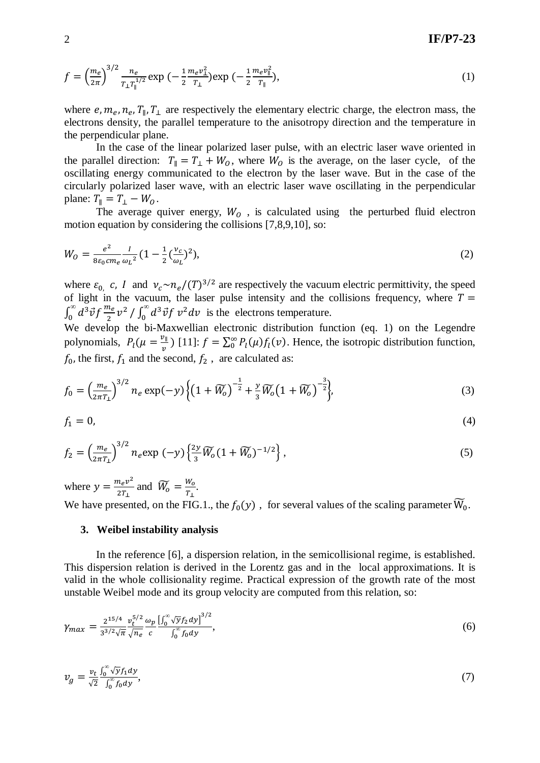$$f = \left(\frac{m_e}{2\pi}\right)^{3/2} \frac{n_e}{T_\perp T_\parallel^{1/2}} \exp\left(-\frac{1}{2}\frac{m_e v_\perp^2}{T_\perp}\right) \exp\left(-\frac{1}{2}\frac{m_e v_\parallel^2}{T_\parallel}\right), \tag{1}$$

where $e, m_e, n_e, T_\parallel, T_\perp$ are respectively the elementary electric charge, the electron mass, the electrons density, the parallel temperature to the anisotropy direction and the temperature in the perpendicular plane.

In the case of the linear polarized laser pulse, with an electric laser wave oriented in the parallel direction: $T_\parallel = T_\perp + W_O$, where $W_O$ is the average, on the laser cycle, of the oscillating energy communicated to the electron by the laser wave. But in the case of the circularly polarized laser wave, with an electric laser wave oscillating in the perpendicular plane: $T_\parallel = T_\perp - W_O$.

The average quiver energy, $W_O$ , is calculated using the perturbed fluid electron motion equation by considering the collisions [7,8,9,10], so:

$$W_O = \frac{e^2}{8\varepsilon_0 c m_e} \frac{I}{\omega_L^2} \left(1 - \frac{1}{2}\left(\frac{\nu_c}{\omega_L}\right)^2\right), \tag{2}$$

where $\varepsilon_0$, $c$, $I$ and $\nu_c \sim n_e/(T)^{3/2}$ are respectively the vacuum electric permittivity, the speed of light in the vacuum, the laser pulse intensity and the collisions frequency, where $T = \int_0^\infty d^3\vec{v} f \frac{m_e}{2} v^2 / \int_0^\infty d^3\vec{v} f\, v^2 dv$ is the electrons temperature.

We develop the bi-Maxwellian electronic distribution function (eq. 1) on the Legendre polynomials, $P_l(\mu = \frac{v_\parallel}{v})$ [11]: $f = \sum_0^\infty P_l(\mu) f_l(v)$. Hence, the isotropic distribution function, $f_0$, the first, $f_1$ and the second, $f_2$ , are calculated as:

$$f_0 = \left(\frac{m_e}{2\pi T_\perp}\right)^{3/2} n_e \exp(-y) \left\{ \left(1 + \widetilde{W_o}\right)^{-\frac{1}{2}} + \frac{y}{3}\widetilde{W_o}\left(1 + \widetilde{W_o}\right)^{-\frac{3}{2}} \right\}, \tag{3}$$

$$f_1 = 0, \tag{4}$$

$$f_2 = \left(\frac{m_e}{2\pi T_\perp}\right)^{3/2} n_e \exp(-y) \left\{ \frac{2y}{3} \widetilde{W_o} (1 + \widetilde{W_o})^{-1/2} \right\}, \tag{5}$$

where $y = \frac{m_e v^2}{2T_\perp}$ and $\widetilde{W_o} = \frac{W_o}{T_\perp}$.

We have presented, on the FIG.1., the $f_0(y)$ , for several values of the scaling parameter $\widetilde{W}_0$.

## 3. Weibel instability analysis

In the reference [6], a dispersion relation, in the semicollisional regime, is established. This dispersion relation is derived in the Lorentz gas and in the local approximations. It is valid in the whole collisionality regime. Practical expression of the growth rate of the most unstable Weibel mode and its group velocity are computed from this relation, so:

$$\gamma_{max} = \frac{2^{15/4}}{3^{3/2}\sqrt{\pi}} \frac{v_t^{5/2}}{\sqrt{n_e}} \frac{\omega_p}{c} \frac{\left[\int_0^\infty \sqrt{y} f_2 dy\right]^{3/2}}{\int_0^\infty f_0 dy}, \tag{6}$$

$$v_g = \frac{v_t}{\sqrt{2}} \frac{\int_0^\infty \sqrt{y} f_1 dy}{\int_0^\infty f_0 dy}, \tag{7}$$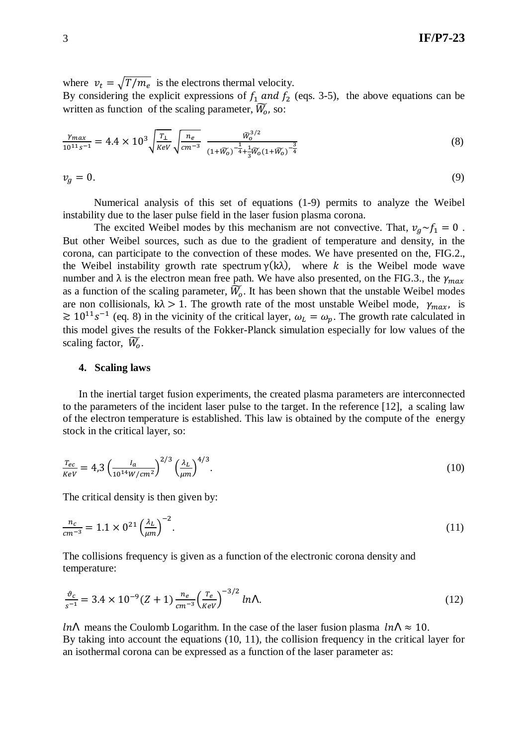where $v_t = \sqrt{T/m_e}$ is the electrons thermal velocity.
By considering the explicit expressions of $f_1$ *and* $f_2$ (eqs. 3-5), the above equations can be written as function of the scaling parameter, $\widetilde{W_o}$, so:

$$\frac{\gamma_{max}}{10^{11}s^{-1}} = 4.4 \times 10^3 \sqrt{\frac{T_\perp}{KeV}} \sqrt{\frac{n_e}{cm^{-3}}} \; \frac{\widetilde{W}_o^{3/2}}{(1+\widetilde{W_o})^{-\frac{1}{4}} + \frac{1}{3}\widetilde{W_o}(1+\widetilde{W_o})^{-\frac{3}{4}}} \tag{8}$$

$$v_g = 0. \tag{9}$$

Numerical analysis of this set of equations (1-9) permits to analyze the Weibel instability due to the laser pulse field in the laser fusion plasma corona.

The excited Weibel modes by this mechanism are not convective. That, $v_g \sim f_1 = 0$. But other Weibel sources, such as due to the gradient of temperature and density, in the corona, can participate to the convection of these modes. We have presented on the, FIG.2., the Weibel instability growth rate spectrum $\gamma(k\lambda)$, where $k$ is the Weibel mode wave number and $\lambda$ is the electron mean free path. We have also presented, on the FIG.3., the $\gamma_{max}$ as a function of the scaling parameter, $\widetilde{W_o}$. It has been shown that the unstable Weibel modes are non collisionals, $k\lambda > 1$. The growth rate of the most unstable Weibel mode, $\gamma_{max}$, is $\gtrsim 10^{11}s^{-1}$ (eq. 8) in the vicinity of the critical layer, $\omega_L = \omega_p$. The growth rate calculated in this model gives the results of the Fokker-Planck simulation especially for low values of the scaling factor, $\widetilde{W_o}$.

## 4. Scaling laws

In the inertial target fusion experiments, the created plasma parameters are interconnected to the parameters of the incident laser pulse to the target. In the reference [12], a scaling law of the electron temperature is established. This law is obtained by the compute of the energy stock in the critical layer, so:

$$\frac{T_{ec}}{KeV} = 4{,}3\left(\frac{I_a}{10^{14}W/cm^2}\right)^{2/3}\left(\frac{\lambda_L}{\mu m}\right)^{4/3}. \tag{10}$$

The critical density is then given by:

$$\frac{n_c}{cm^{-3}} = 1.1 \times 0^{21}\left(\frac{\lambda_L}{\mu m}\right)^{-2}. \tag{11}$$

The collisions frequency is given as a function of the electronic corona density and temperature:

$$\frac{\vartheta_c}{s^{-1}} = 3.4 \times 10^{-9}(Z+1)\frac{n_e}{cm^{-3}}\left(\frac{T_e}{KeV}\right)^{-3/2} ln\Lambda. \tag{12}$$

$ln\Lambda$ means the Coulomb Logarithm. In the case of the laser fusion plasma $ln\Lambda \approx 10$.
By taking into account the equations (10, 11), the collision frequency in the critical layer for an isothermal corona can be expressed as a function of the laser parameter as: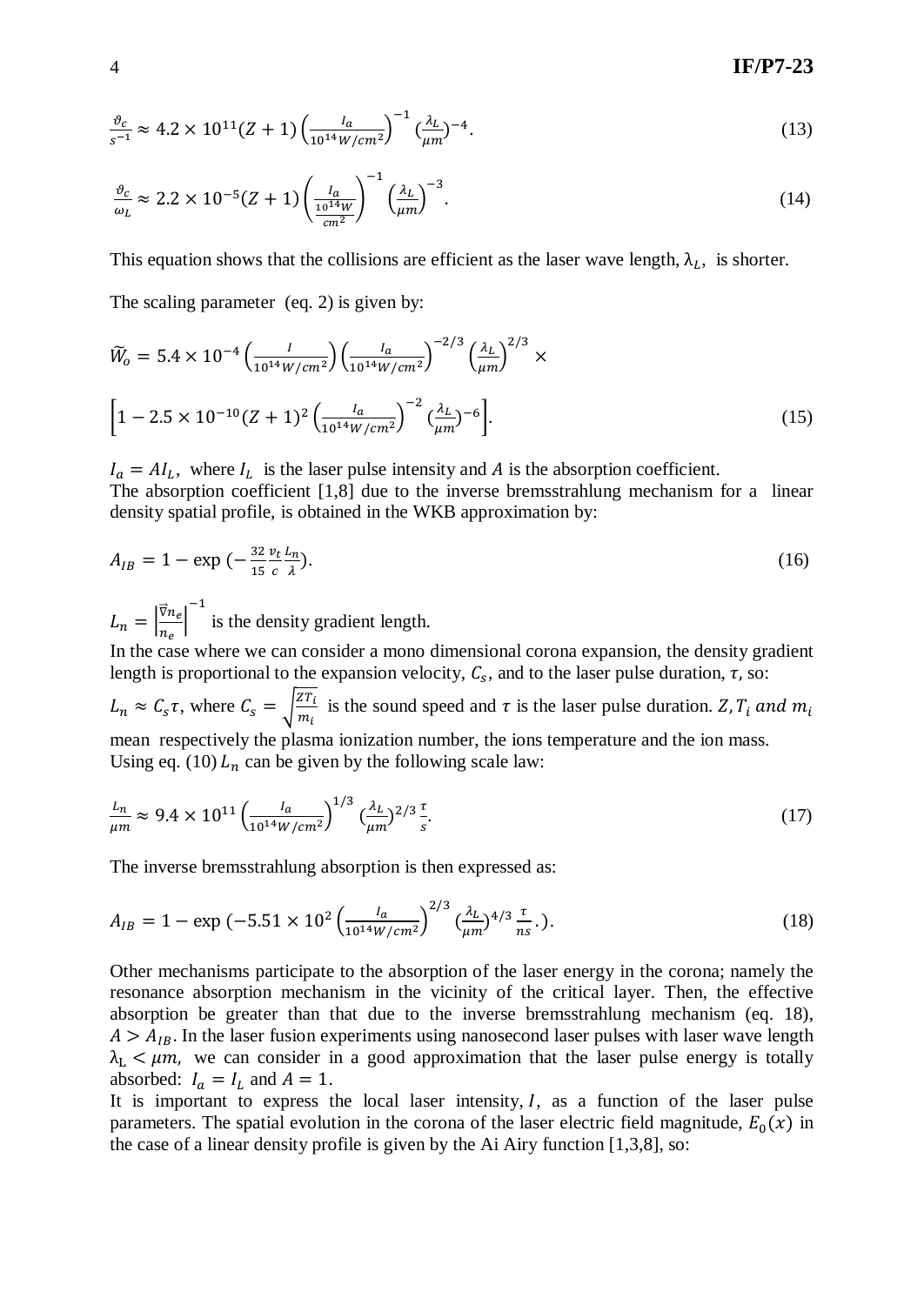$$\frac{\vartheta_c}{s^{-1}} \approx 4.2 \times 10^{11}(Z+1)\left(\frac{I_a}{10^{14}W/cm^2}\right)^{-1}\left(\frac{\lambda_L}{\mu m}\right)^{-4}. \tag{13}$$

$$\frac{\vartheta_c}{\omega_L} \approx 2.2 \times 10^{-5}(Z+1)\left(\frac{I_a}{\frac{10^{14}W}{cm^2}}\right)^{-1}\left(\frac{\lambda_L}{\mu m}\right)^{-3}. \tag{14}$$

This equation shows that the collisions are efficient as the laser wave length, $\lambda_L$, is shorter.

The scaling parameter (eq. 2) is given by:

$$\widetilde{W}_o = 5.4 \times 10^{-4}\left(\frac{I}{10^{14}W/cm^2}\right)\left(\frac{I_a}{10^{14}W/cm^2}\right)^{-2/3}\left(\frac{\lambda_L}{\mu m}\right)^{2/3} \times$$

$$\left[1 - 2.5 \times 10^{-10}(Z+1)^2\left(\frac{I_a}{10^{14}W/cm^2}\right)^{-2}\left(\frac{\lambda_L}{\mu m}\right)^{-6}\right]. \tag{15}$$

$I_a = AI_L$, where $I_L$ is the laser pulse intensity and $A$ is the absorption coefficient.
The absorption coefficient [1,8] due to the inverse bremsstrahlung mechanism for a linear density spatial profile, is obtained in the WKB approximation by:

$$A_{IB} = 1 - \exp\left(-\frac{32}{15}\frac{v_t}{c}\frac{L_n}{\lambda}\right). \tag{16}$$

$L_n = \left|\frac{\vec{\nabla} n_e}{n_e}\right|^{-1}$ is the density gradient length.
In the case where we can consider a mono dimensional corona expansion, the density gradient length is proportional to the expansion velocity, $C_s$, and to the laser pulse duration, $\tau$, so:
$L_n \approx C_s\tau$, where $C_s = \sqrt{\frac{ZT_i}{m_i}}$ is the sound speed and $\tau$ is the laser pulse duration. $Z, T_i$ and $m_i$ mean respectively the plasma ionization number, the ions temperature and the ion mass.
Using eq. (10) $L_n$ can be given by the following scale law:

$$\frac{L_n}{\mu m} \approx 9.4 \times 10^{11}\left(\frac{I_a}{10^{14}W/cm^2}\right)^{1/3}\left(\frac{\lambda_L}{\mu m}\right)^{2/3}\frac{\tau}{s}. \tag{17}$$

The inverse bremsstrahlung absorption is then expressed as:

$$A_{IB} = 1 - \exp\left(-5.51 \times 10^2\left(\frac{I_a}{10^{14}W/cm^2}\right)^{2/3}\left(\frac{\lambda_L}{\mu m}\right)^{4/3}\frac{\tau}{ns}.\right). \tag{18}$$

Other mechanisms participate to the absorption of the laser energy in the corona; namely the resonance absorption mechanism in the vicinity of the critical layer. Then, the effective absorption be greater than that due to the inverse bremsstrahlung mechanism (eq. 18), $A > A_{IB}$. In the laser fusion experiments using nanosecond laser pulses with laser wave length $\lambda_L < \mu m$, we can consider in a good approximation that the laser pulse energy is totally absorbed: $I_a = I_L$ and $A = 1$.
It is important to express the local laser intensity, $I$, as a function of the laser pulse parameters. The spatial evolution in the corona of the laser electric field magnitude, $E_0(x)$ in the case of a linear density profile is given by the Ai Airy function [1,3,8], so: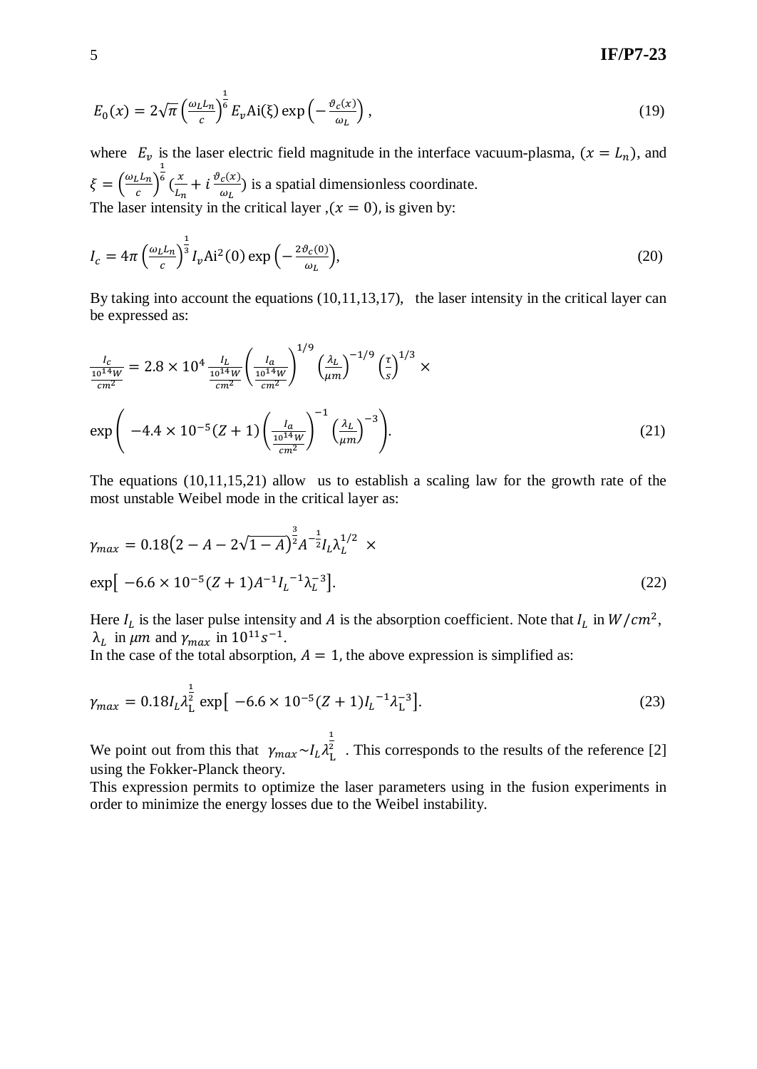$$E_0(x) = 2\sqrt{\pi}\left(\frac{\omega_L L_n}{c}\right)^{\frac{1}{6}} E_v \mathrm{Ai}(\xi) \exp\left(-\frac{\vartheta_c(x)}{\omega_L}\right), \tag{19}$$

where $E_v$ is the laser electric field magnitude in the interface vacuum-plasma, $(x = L_n)$, and $\xi = \left(\frac{\omega_L L_n}{c}\right)^{\frac{1}{6}} \left(\frac{x}{L_n} + i\frac{\vartheta_c(x)}{\omega_L}\right)$ is a spatial dimensionless coordinate.

The laser intensity in the critical layer ,$(x = 0)$, is given by:

$$I_c = 4\pi\left(\frac{\omega_L L_n}{c}\right)^{\frac{1}{3}} I_v \mathrm{Ai}^2(0) \exp\left(-\frac{2\vartheta_c(0)}{\omega_L}\right), \tag{20}$$

By taking into account the equations (10,11,13,17), the laser intensity in the critical layer can be expressed as:

$$\frac{I_c}{\frac{10^{14}W}{cm^2}} = 2.8 \times 10^4 \frac{I_L}{\frac{10^{14}W}{cm^2}} \left(\frac{I_a}{\frac{10^{14}W}{cm^2}}\right)^{1/9} \left(\frac{\lambda_L}{\mu m}\right)^{-1/9} \left(\frac{\tau}{s}\right)^{1/3} \times$$

$$\exp\left(-4.4 \times 10^{-5}(Z+1)\left(\frac{I_a}{\frac{10^{14}W}{cm^2}}\right)^{-1} \left(\frac{\lambda_L}{\mu m}\right)^{-3}\right). \tag{21}$$

The equations (10,11,15,21) allow us to establish a scaling law for the growth rate of the most unstable Weibel mode in the critical layer as:

$$\gamma_{max} = 0.18\left(2 - A - 2\sqrt{1-A}\right)^{\frac{3}{2}} A^{-\frac{1}{2}} I_L \lambda_L^{1/2} \times$$

$$\exp\left[-6.6 \times 10^{-5}(Z+1) A^{-1} I_L^{-1} \lambda_L^{-3}\right]. \tag{22}$$

Here $I_L$ is the laser pulse intensity and $A$ is the absorption coefficient. Note that $I_L$ in $W/cm^2$, $\lambda_L$ in $\mu m$ and $\gamma_{max}$ in $10^{11} s^{-1}$.

In the case of the total absorption, $A = 1$, the above expression is simplified as:

$$\gamma_{max} = 0.18 I_L \lambda_L^{\frac{1}{2}} \exp\left[-6.6 \times 10^{-5}(Z+1) I_L^{-1} \lambda_L^{-3}\right]. \tag{23}$$

We point out from this that $\gamma_{max} \sim I_L \lambda_L^{\frac{1}{2}}$ . This corresponds to the results of the reference [2] using the Fokker-Planck theory.

This expression permits to optimize the laser parameters using in the fusion experiments in order to minimize the energy losses due to the Weibel instability.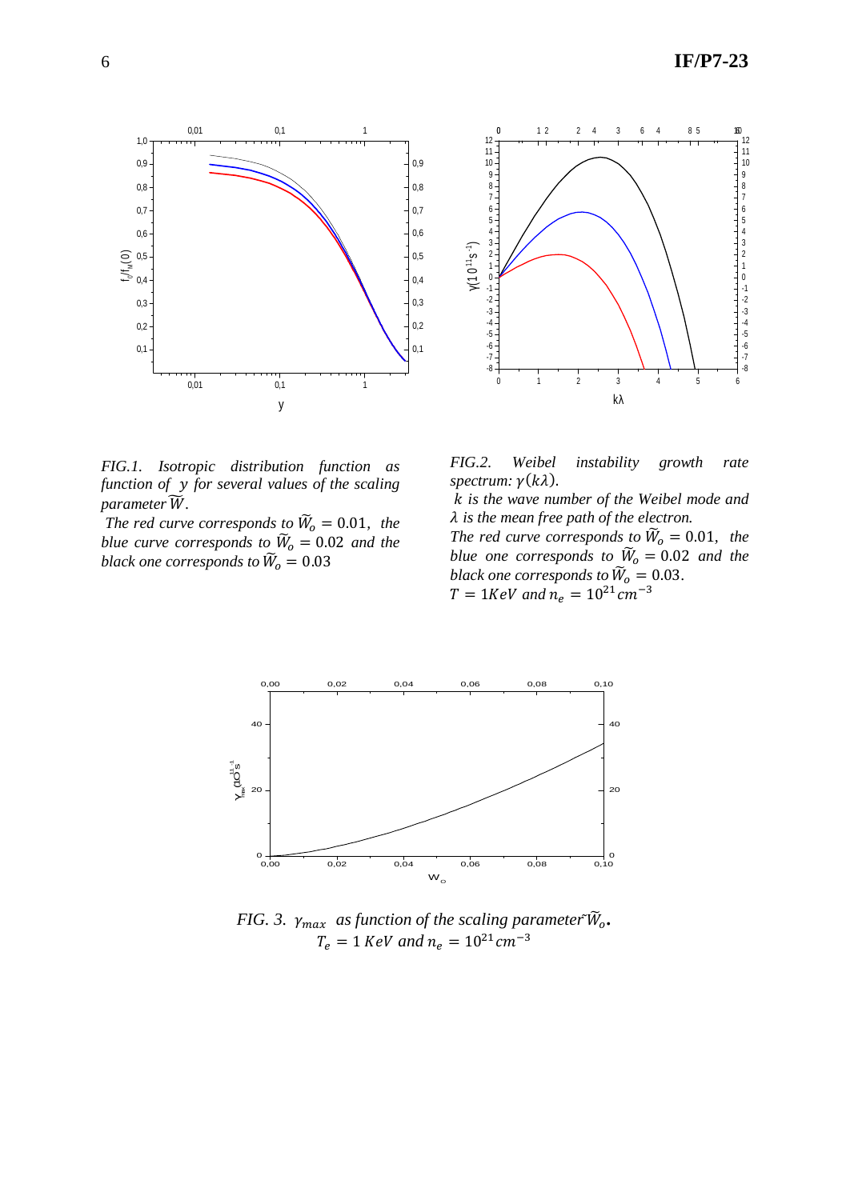*FIG.1. Isotropic distribution function as function of $y$ for several values of the scaling parameter $\widetilde{W}$.*

*The red curve corresponds to $\widetilde{W}_o = 0.01$, the blue curve corresponds to $\widetilde{W}_o = 0.02$ and the black one corresponds to $\widetilde{W}_o = 0.03$*

*FIG.2. Weibel instability growth rate spectrum: $\gamma(k\lambda)$.*

*$k$ is the wave number of the Weibel mode and $\lambda$ is the mean free path of the electron.*

*The red curve corresponds to $\widetilde{W}_o = 0.01$, the blue one corresponds to $\widetilde{W}_o = 0.02$ and the black one corresponds to $\widetilde{W}_o = 0.03$.*

*$T = 1KeV$ and $n_e = 10^{21}cm^{-3}$*

*FIG. 3. $\gamma_{max}$ as function of the scaling parameter $\widetilde{W}_o$.*

*$T_e = 1\ KeV$ and $n_e = 10^{21}cm^{-3}$*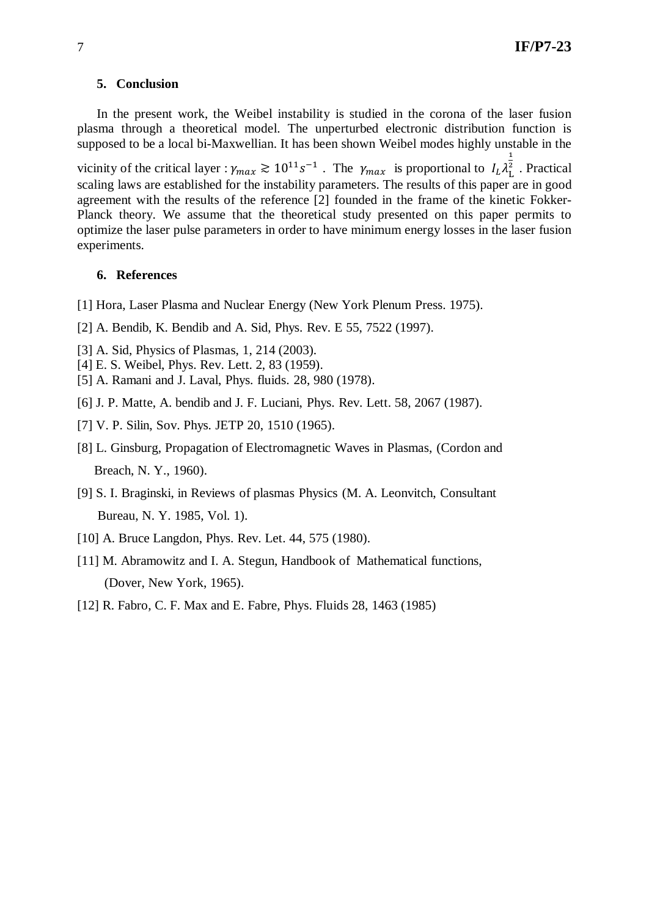## 5. Conclusion

In the present work, the Weibel instability is studied in the corona of the laser fusion plasma through a theoretical model. The unperturbed electronic distribution function is supposed to be a local bi-Maxwellian. It has been shown Weibel modes highly unstable in the vicinity of the critical layer : $\gamma_{max} \gtrapprox 10^{11} s^{-1}$ . The $\gamma_{max}$ is proportional to $I_L \lambda_L^{\frac{1}{2}}$ . Practical scaling laws are established for the instability parameters. The results of this paper are in good agreement with the results of the reference [2] founded in the frame of the kinetic Fokker-Planck theory. We assume that the theoretical study presented on this paper permits to optimize the laser pulse parameters in order to have minimum energy losses in the laser fusion experiments.

## 6. References

[1] Hora, Laser Plasma and Nuclear Energy (New York Plenum Press. 1975).

[2] A. Bendib, K. Bendib and A. Sid, Phys. Rev. E 55, 7522 (1997).

[3] A. Sid, Physics of Plasmas, 1, 214 (2003).

[4] E. S. Weibel, Phys. Rev. Lett. 2, 83 (1959).

[5] A. Ramani and J. Laval, Phys. fluids. 28, 980 (1978).

[6] J. P. Matte, A. bendib and J. F. Luciani, Phys. Rev. Lett. 58, 2067 (1987).

[7] V. P. Silin, Sov. Phys. JETP 20, 1510 (1965).

[8] L. Ginsburg, Propagation of Electromagnetic Waves in Plasmas, (Cordon and Breach, N. Y., 1960).

[9] S. I. Braginski, in Reviews of plasmas Physics (M. A. Leonvitch, Consultant Bureau, N. Y. 1985, Vol. 1).

[10] A. Bruce Langdon, Phys. Rev. Let. 44, 575 (1980).

[11] M. Abramowitz and I. A. Stegun, Handbook of Mathematical functions, (Dover, New York, 1965).

[12] R. Fabro, C. F. Max and E. Fabre, Phys. Fluids 28, 1463 (1985)